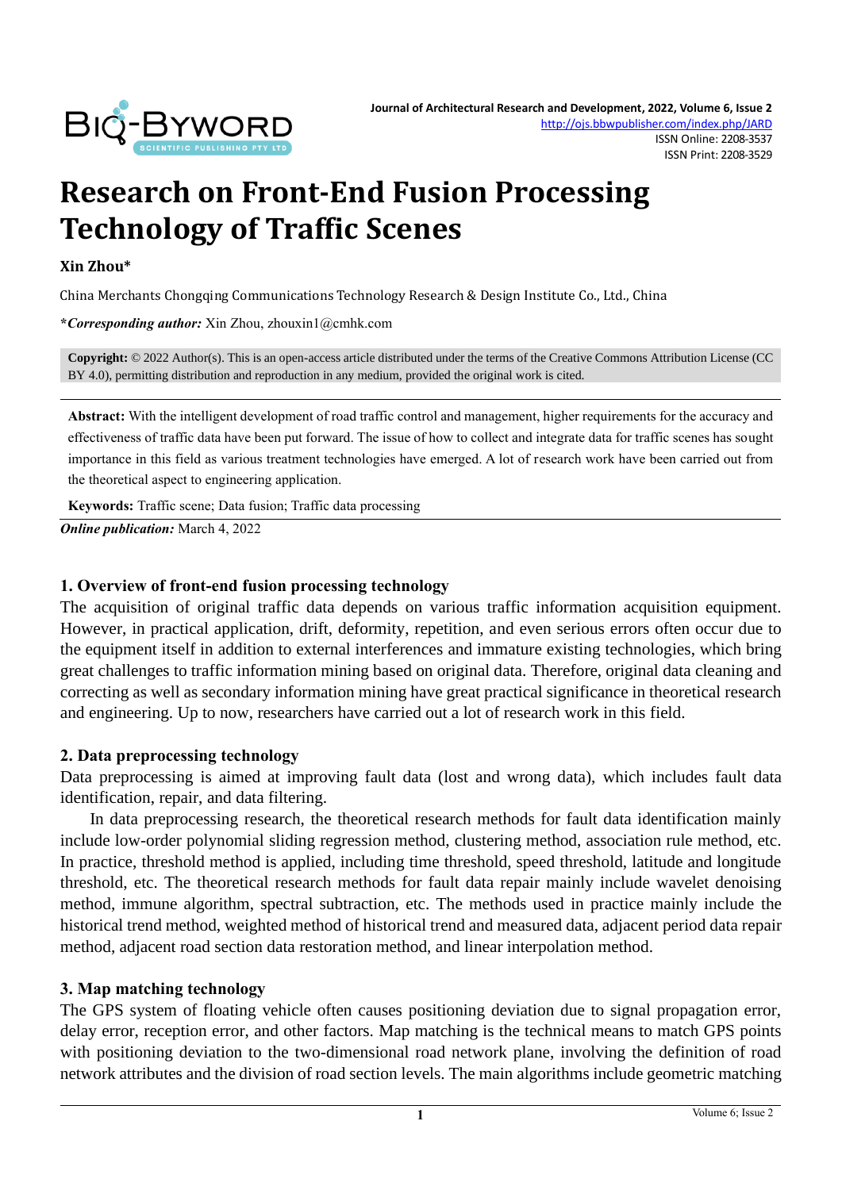# Research on Front-End Fusion Processing Technology of Traffic Scenes

**Xin Zhou***

China Merchants Chongqing Communications Technology Research & Design Institute Co., Ltd., China

***Corresponding author:** Xin Zhou, zhouxin1@cmhk.com

**Copyright:** © 2022 Author(s). This is an open-access article distributed under the terms of the Creative Commons Attribution License (CC BY 4.0), permitting distribution and reproduction in any medium, provided the original work is cited.

**Abstract:** With the intelligent development of road traffic control and management, higher requirements for the accuracy and effectiveness of traffic data have been put forward. The issue of how to collect and integrate data for traffic scenes has sought importance in this field as various treatment technologies have emerged. A lot of research work have been carried out from the theoretical aspect to engineering application.

**Keywords:** Traffic scene; Data fusion; Traffic data processing

***Online publication:*** March 4, 2022

## 1. Overview of front-end fusion processing technology

The acquisition of original traffic data depends on various traffic information acquisition equipment. However, in practical application, drift, deformity, repetition, and even serious errors often occur due to the equipment itself in addition to external interferences and immature existing technologies, which bring great challenges to traffic information mining based on original data. Therefore, original data cleaning and correcting as well as secondary information mining have great practical significance in theoretical research and engineering. Up to now, researchers have carried out a lot of research work in this field.

## 2. Data preprocessing technology

Data preprocessing is aimed at improving fault data (lost and wrong data), which includes fault data identification, repair, and data filtering.

In data preprocessing research, the theoretical research methods for fault data identification mainly include low-order polynomial sliding regression method, clustering method, association rule method, etc. In practice, threshold method is applied, including time threshold, speed threshold, latitude and longitude threshold, etc. The theoretical research methods for fault data repair mainly include wavelet denoising method, immune algorithm, spectral subtraction, etc. The methods used in practice mainly include the historical trend method, weighted method of historical trend and measured data, adjacent period data repair method, adjacent road section data restoration method, and linear interpolation method.

## 3. Map matching technology

The GPS system of floating vehicle often causes positioning deviation due to signal propagation error, delay error, reception error, and other factors. Map matching is the technical means to match GPS points with positioning deviation to the two-dimensional road network plane, involving the definition of road network attributes and the division of road section levels. The main algorithms include geometric matching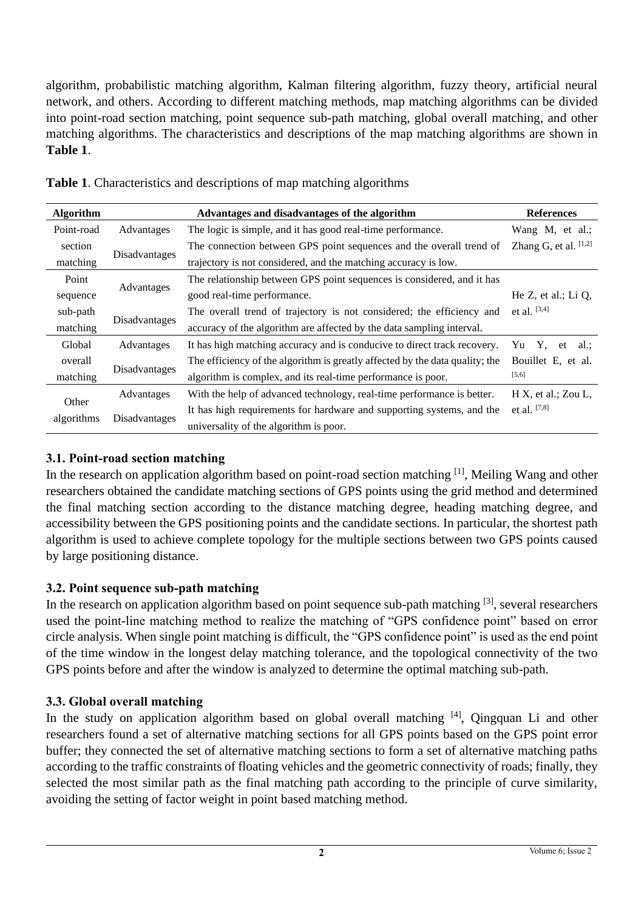algorithm, probabilistic matching algorithm, Kalman filtering algorithm, fuzzy theory, artificial neural network, and others. According to different matching methods, map matching algorithms can be divided into point-road section matching, point sequence sub-path matching, global overall matching, and other matching algorithms. The characteristics and descriptions of the map matching algorithms are shown in **Table 1**.

**Table 1**. Characteristics and descriptions of map matching algorithms

| Algorithm | | Advantages and disadvantages of the algorithm | References |
|---|---|---|---|
| Point-road section matching | Advantages | The logic is simple, and it has good real-time performance. | Wang M, et al.; Zhang G, et al. [1,2] |
| | Disadvantages | The connection between GPS point sequences and the overall trend of trajectory is not considered, and the matching accuracy is low. | |
| Point sequence sub-path matching | Advantages | The relationship between GPS point sequences is considered, and it has good real-time performance. | He Z, et al.; Li Q, et al. [3,4] |
| | Disadvantages | The overall trend of trajectory is not considered; the efficiency and accuracy of the algorithm are affected by the data sampling interval. | |
| Global overall matching | Advantages | It has high matching accuracy and is conducive to direct track recovery. | Yu Y, et al.; Bouillet E, et al. [5,6] |
| | Disadvantages | The efficiency of the algorithm is greatly affected by the data quality; the algorithm is complex, and its real-time performance is poor. | |
| Other algorithms | Advantages | With the help of advanced technology, real-time performance is better. | H X, et al.; Zou L, et al. [7,8] |
| | Disadvantages | It has high requirements for hardware and supporting systems, and the universality of the algorithm is poor. | |

### 3.1. Point-road section matching

In the research on application algorithm based on point-road section matching [1], Meiling Wang and other researchers obtained the candidate matching sections of GPS points using the grid method and determined the final matching section according to the distance matching degree, heading matching degree, and accessibility between the GPS positioning points and the candidate sections. In particular, the shortest path algorithm is used to achieve complete topology for the multiple sections between two GPS points caused by large positioning distance.

### 3.2. Point sequence sub-path matching

In the research on application algorithm based on point sequence sub-path matching [3], several researchers used the point-line matching method to realize the matching of "GPS confidence point" based on error circle analysis. When single point matching is difficult, the "GPS confidence point" is used as the end point of the time window in the longest delay matching tolerance, and the topological connectivity of the two GPS points before and after the window is analyzed to determine the optimal matching sub-path.

### 3.3. Global overall matching

In the study on application algorithm based on global overall matching [4], Qingquan Li and other researchers found a set of alternative matching sections for all GPS points based on the GPS point error buffer; they connected the set of alternative matching sections to form a set of alternative matching paths according to the traffic constraints of floating vehicles and the geometric connectivity of roads; finally, they selected the most similar path as the final matching path according to the principle of curve similarity, avoiding the setting of factor weight in point based matching method.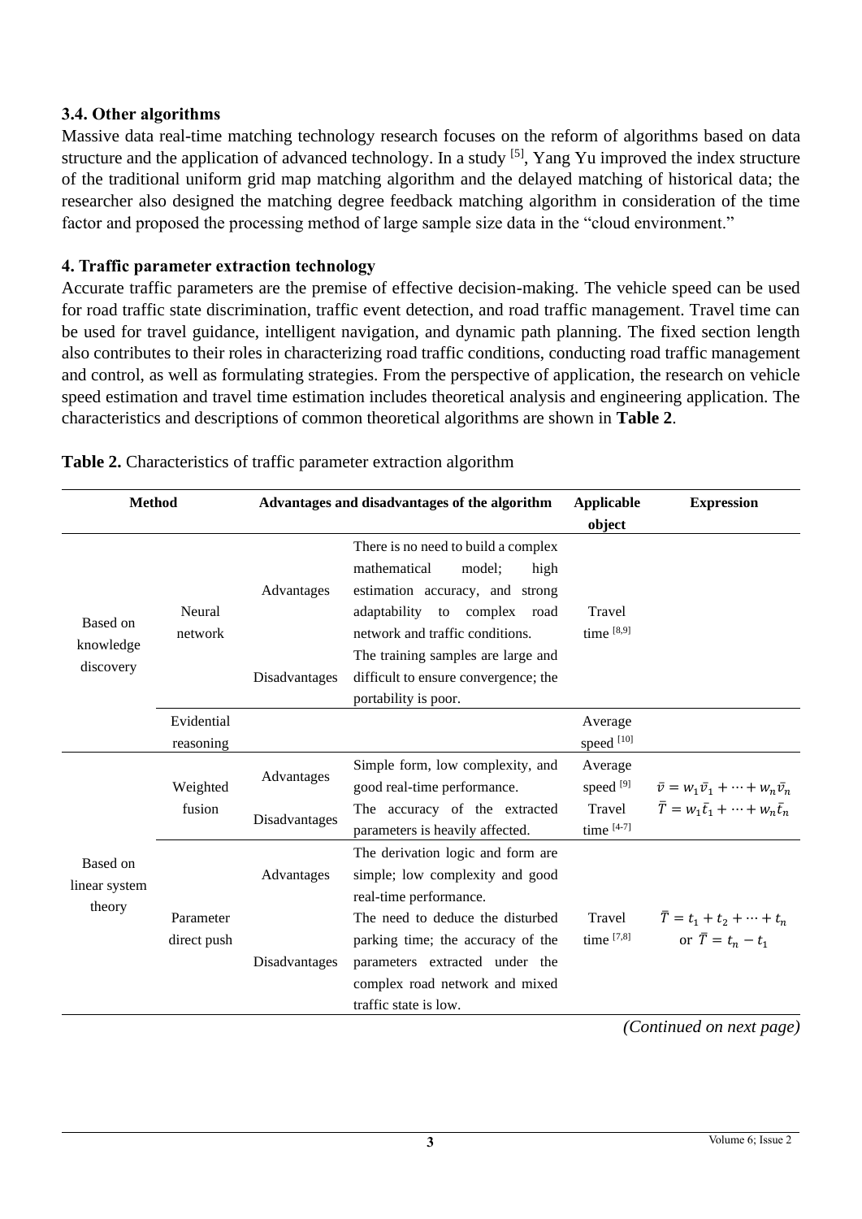### 3.4. Other algorithms

Massive data real-time matching technology research focuses on the reform of algorithms based on data structure and the application of advanced technology. In a study [5], Yang Yu improved the index structure of the traditional uniform grid map matching algorithm and the delayed matching of historical data; the researcher also designed the matching degree feedback matching algorithm in consideration of the time factor and proposed the processing method of large sample size data in the "cloud environment."

## 4. Traffic parameter extraction technology

Accurate traffic parameters are the premise of effective decision-making. The vehicle speed can be used for road traffic state discrimination, traffic event detection, and road traffic management. Travel time can be used for travel guidance, intelligent navigation, and dynamic path planning. The fixed section length also contributes to their roles in characterizing road traffic conditions, conducting road traffic management and control, as well as formulating strategies. From the perspective of application, the research on vehicle speed estimation and travel time estimation includes theoretical analysis and engineering application. The characteristics and descriptions of common theoretical algorithms are shown in **Table 2**.

**Table 2.** Characteristics of traffic parameter extraction algorithm

| Method | | Advantages and disadvantages of the algorithm | | Applicable object | Expression |
|---|---|---|---|---|---|
| Based on knowledge discovery | Neural network | Advantages | There is no need to build a complex mathematical model; high estimation accuracy, and strong adaptability to complex road network and traffic conditions. | Travel time [8,9] | |
| | | Disadvantages | The training samples are large and difficult to ensure convergence; the portability is poor. | | |
| | Evidential reasoning | | | Average speed [10] | |
| Based on linear system theory | Weighted fusion | Advantages | Simple form, low complexity, and good real-time performance. | Average speed [9] | $\bar{v} = w_1\bar{v}_1 + \cdots + w_n\bar{v}_n$ |
| | | Disadvantages | The accuracy of the extracted parameters is heavily affected. | Travel time [4-7] | $\bar{T} = w_1\bar{t}_1 + \cdots + w_n\bar{t}_n$ |
| | Parameter direct push | Advantages | The derivation logic and form are simple; low complexity and good real-time performance. | Travel time [7,8] | $\bar{T} = t_1 + t_2 + \cdots + t_n$ or $\bar{T} = t_n - t_1$ |
| | | Disadvantages | The need to deduce the disturbed parking time; the accuracy of the parameters extracted under the complex road network and mixed traffic state is low. | | |

*(Continued on next page)*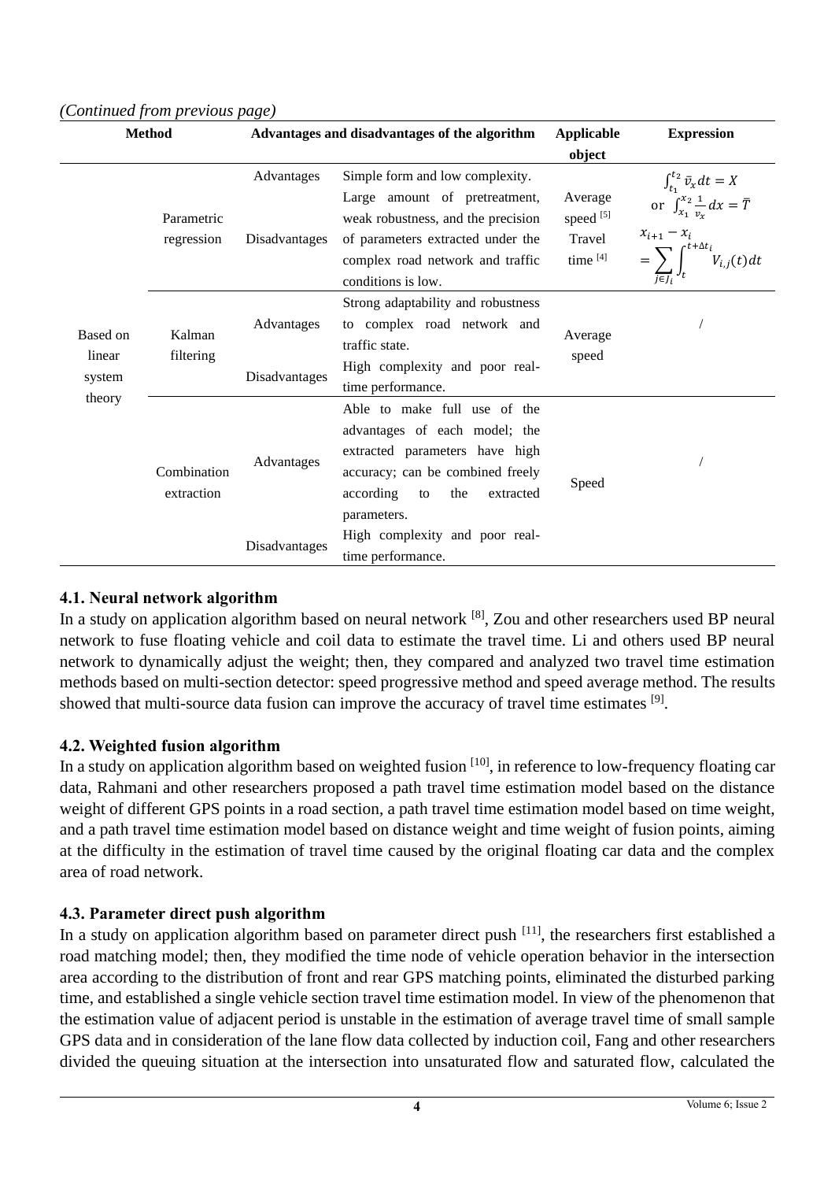*(Continued from previous page)*

| Method | | Advantages and disadvantages of the algorithm | | Applicable object | Expression |
|---|---|---|---|---|---|
| Based on linear system theory | Parametric regression | Advantages | Simple form and low complexity. | Average speed [5] Travel time [4] | $\int_{t_1}^{t_2} \bar{v}_x dt = X$ or $\int_{x_1}^{x_2} \frac{1}{v_x} dx = \bar{T}$ $x_{i+1} - x_i = \sum_{j \in J_i} \int_t^{t+\Delta t_i} V_{i,j}(t) dt$ |
| | | Disadvantages | Large amount of pretreatment, weak robustness, and the precision of parameters extracted under the complex road network and traffic conditions is low. | | |
| | Kalman filtering | Advantages | Strong adaptability and robustness to complex road network and traffic state. | Average speed | / |
| | | Disadvantages | High complexity and poor real-time performance. | | |
| | Combination extraction | Advantages | Able to make full use of the advantages of each model; the extracted parameters have high accuracy; can be combined freely according to the extracted parameters. | Speed | / |
| | | Disadvantages | High complexity and poor real-time performance. | | |

### 4.1. Neural network algorithm

In a study on application algorithm based on neural network [8], Zou and other researchers used BP neural network to fuse floating vehicle and coil data to estimate the travel time. Li and others used BP neural network to dynamically adjust the weight; then, they compared and analyzed two travel time estimation methods based on multi-section detector: speed progressive method and speed average method. The results showed that multi-source data fusion can improve the accuracy of travel time estimates [9].

### 4.2. Weighted fusion algorithm

In a study on application algorithm based on weighted fusion [10], in reference to low-frequency floating car data, Rahmani and other researchers proposed a path travel time estimation model based on the distance weight of different GPS points in a road section, a path travel time estimation model based on time weight, and a path travel time estimation model based on distance weight and time weight of fusion points, aiming at the difficulty in the estimation of travel time caused by the original floating car data and the complex area of road network.

### 4.3. Parameter direct push algorithm

In a study on application algorithm based on parameter direct push [11], the researchers first established a road matching model; then, they modified the time node of vehicle operation behavior in the intersection area according to the distribution of front and rear GPS matching points, eliminated the disturbed parking time, and established a single vehicle section travel time estimation model. In view of the phenomenon that the estimation value of adjacent period is unstable in the estimation of average travel time of small sample GPS data and in consideration of the lane flow data collected by induction coil, Fang and other researchers divided the queuing situation at the intersection into unsaturated flow and saturated flow, calculated the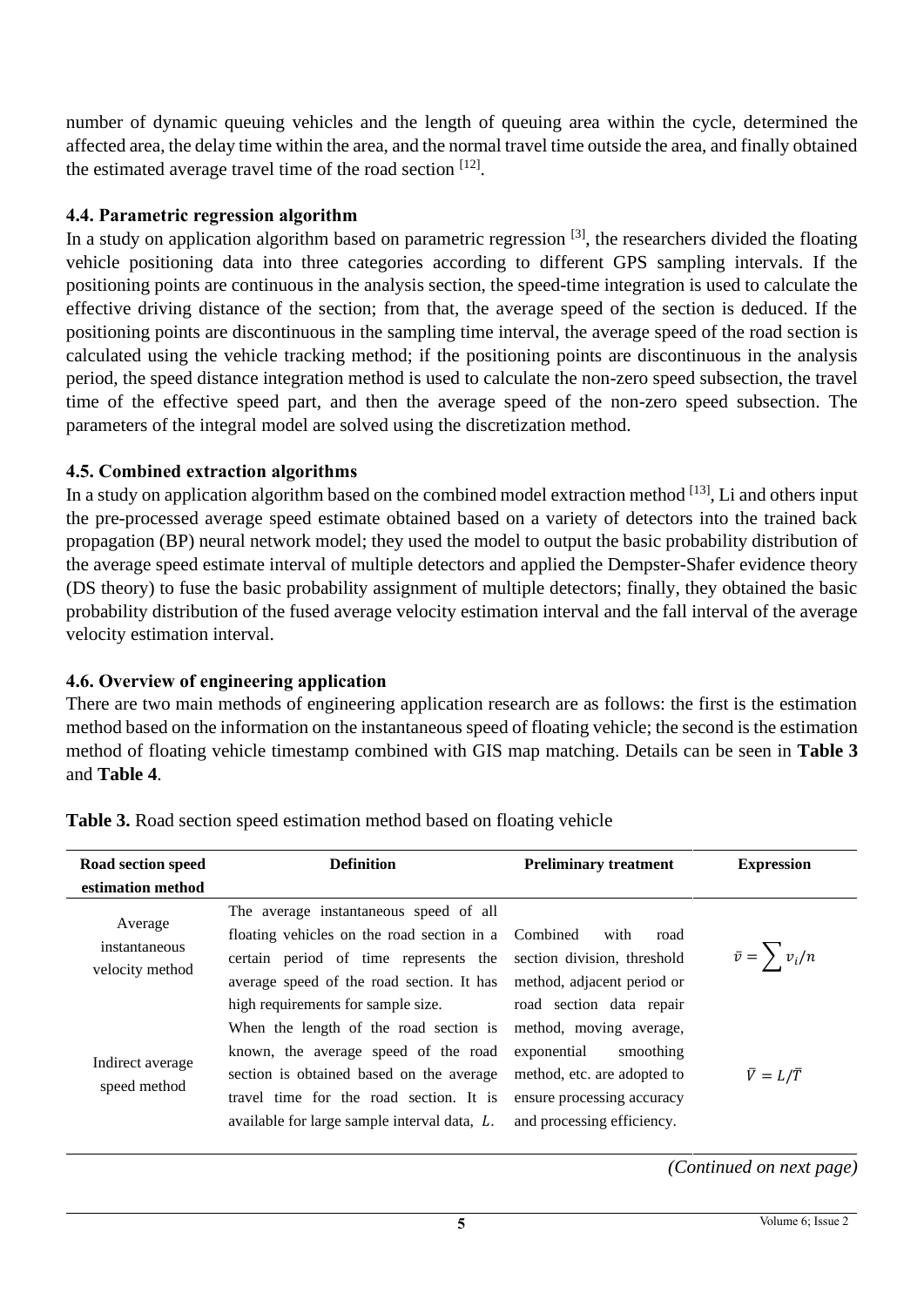number of dynamic queuing vehicles and the length of queuing area within the cycle, determined the affected area, the delay time within the area, and the normal travel time outside the area, and finally obtained the estimated average travel time of the road section [12].

### 4.4. Parametric regression algorithm

In a study on application algorithm based on parametric regression [3], the researchers divided the floating vehicle positioning data into three categories according to different GPS sampling intervals. If the positioning points are continuous in the analysis section, the speed-time integration is used to calculate the effective driving distance of the section; from that, the average speed of the section is deduced. If the positioning points are discontinuous in the sampling time interval, the average speed of the road section is calculated using the vehicle tracking method; if the positioning points are discontinuous in the analysis period, the speed distance integration method is used to calculate the non-zero speed subsection, the travel time of the effective speed part, and then the average speed of the non-zero speed subsection. The parameters of the integral model are solved using the discretization method.

### 4.5. Combined extraction algorithms

In a study on application algorithm based on the combined model extraction method [13], Li and others input the pre-processed average speed estimate obtained based on a variety of detectors into the trained back propagation (BP) neural network model; they used the model to output the basic probability distribution of the average speed estimate interval of multiple detectors and applied the Dempster-Shafer evidence theory (DS theory) to fuse the basic probability assignment of multiple detectors; finally, they obtained the basic probability distribution of the fused average velocity estimation interval and the fall interval of the average velocity estimation interval.

### 4.6. Overview of engineering application

There are two main methods of engineering application research are as follows: the first is the estimation method based on the information on the instantaneous speed of floating vehicle; the second is the estimation method of floating vehicle timestamp combined with GIS map matching. Details can be seen in **Table 3** and **Table 4**.

**Table 3.** Road section speed estimation method based on floating vehicle

| Road section speed estimation method | Definition | Preliminary treatment | Expression |
|---|---|---|---|
| Average instantaneous velocity method | The average instantaneous speed of all floating vehicles on the road section in a certain period of time represents the average speed of the road section. It has high requirements for sample size. | Combined with road section division, threshold method, adjacent period or road section data repair method, moving average, exponential smoothing method, etc. are adopted to ensure processing accuracy and processing efficiency. | $\bar{v} = \sum v_i / n$ |
| Indirect average speed method | When the length of the road section is known, the average speed of the road section is obtained based on the average travel time for the road section. It is available for large sample interval data, $L$. | | $\bar{V} = L/\bar{T}$ |

*(Continued on next page)*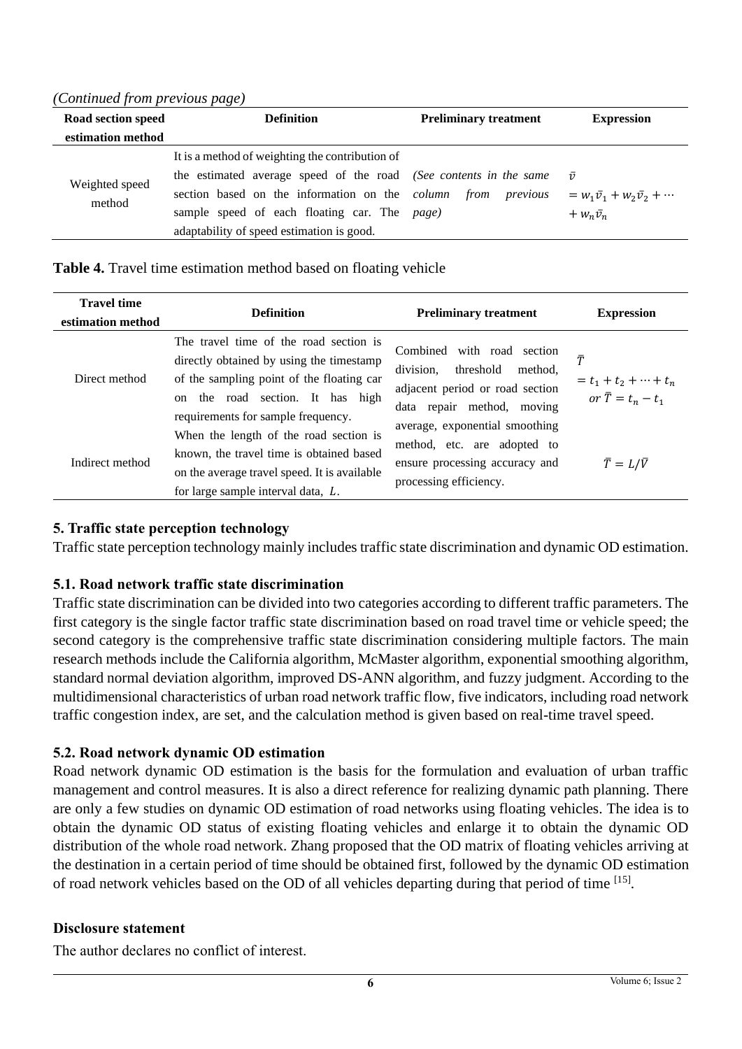*(Continued from previous page)*

| Road section speed estimation method | Definition | Preliminary treatment | Expression |
|---|---|---|---|
| Weighted speed method | It is a method of weighting the contribution of the estimated average speed of the road section based on the information on the sample speed of each floating car. The adaptability of speed estimation is good. | *(See contents in the same column from previous page)* | $\bar{v} = w_1\bar{v}_1 + w_2\bar{v}_2 + \cdots + w_n\bar{v}_n$ |

**Table 4.** Travel time estimation method based on floating vehicle

| Travel time estimation method | Definition | Preliminary treatment | Expression |
|---|---|---|---|
| Direct method | The travel time of the road section is directly obtained by using the timestamp of the sampling point of the floating car on the road section. It has high requirements for sample frequency. | Combined with road section division, threshold method, adjacent period or road section data repair method, moving average, exponential smoothing method, etc. are adopted to ensure processing accuracy and processing efficiency. | $\bar{T} = t_1 + t_2 + \cdots + t_n$ or $\bar{T} = t_n - t_1$ |
| Indirect method | When the length of the road section is known, the travel time is obtained based on the average travel speed. It is available for large sample interval data, $L$. | | $\bar{T} = L/\bar{V}$ |

## 5. Traffic state perception technology

Traffic state perception technology mainly includes traffic state discrimination and dynamic OD estimation.

### 5.1. Road network traffic state discrimination

Traffic state discrimination can be divided into two categories according to different traffic parameters. The first category is the single factor traffic state discrimination based on road travel time or vehicle speed; the second category is the comprehensive traffic state discrimination considering multiple factors. The main research methods include the California algorithm, McMaster algorithm, exponential smoothing algorithm, standard normal deviation algorithm, improved DS-ANN algorithm, and fuzzy judgment. According to the multidimensional characteristics of urban road network traffic flow, five indicators, including road network traffic congestion index, are set, and the calculation method is given based on real-time travel speed.

### 5.2. Road network dynamic OD estimation

Road network dynamic OD estimation is the basis for the formulation and evaluation of urban traffic management and control measures. It is also a direct reference for realizing dynamic path planning. There are only a few studies on dynamic OD estimation of road networks using floating vehicles. The idea is to obtain the dynamic OD status of existing floating vehicles and enlarge it to obtain the dynamic OD distribution of the whole road network. Zhang proposed that the OD matrix of floating vehicles arriving at the destination in a certain period of time should be obtained first, followed by the dynamic OD estimation of road network vehicles based on the OD of all vehicles departing during that period of time [15].

## Disclosure statement

The author declares no conflict of interest.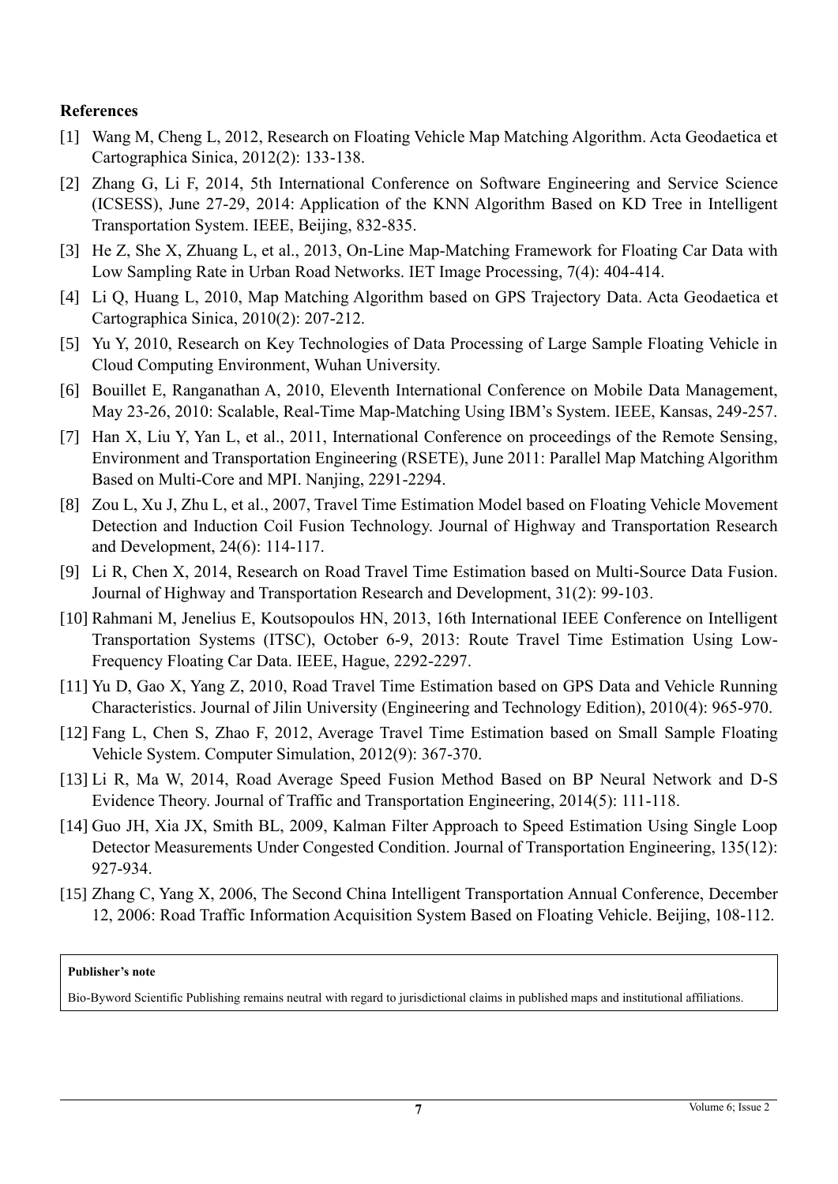**References**

[1] Wang M, Cheng L, 2012, Research on Floating Vehicle Map Matching Algorithm. Acta Geodaetica et Cartographica Sinica, 2012(2): 133-138.

[2] Zhang G, Li F, 2014, 5th International Conference on Software Engineering and Service Science (ICSESS), June 27-29, 2014: Application of the KNN Algorithm Based on KD Tree in Intelligent Transportation System. IEEE, Beijing, 832-835.

[3] He Z, She X, Zhuang L, et al., 2013, On-Line Map-Matching Framework for Floating Car Data with Low Sampling Rate in Urban Road Networks. IET Image Processing, 7(4): 404-414.

[4] Li Q, Huang L, 2010, Map Matching Algorithm based on GPS Trajectory Data. Acta Geodaetica et Cartographica Sinica, 2010(2): 207-212.

[5] Yu Y, 2010, Research on Key Technologies of Data Processing of Large Sample Floating Vehicle in Cloud Computing Environment, Wuhan University.

[6] Bouillet E, Ranganathan A, 2010, Eleventh International Conference on Mobile Data Management, May 23-26, 2010: Scalable, Real-Time Map-Matching Using IBM's System. IEEE, Kansas, 249-257.

[7] Han X, Liu Y, Yan L, et al., 2011, International Conference on proceedings of the Remote Sensing, Environment and Transportation Engineering (RSETE), June 2011: Parallel Map Matching Algorithm Based on Multi-Core and MPI. Nanjing, 2291-2294.

[8] Zou L, Xu J, Zhu L, et al., 2007, Travel Time Estimation Model based on Floating Vehicle Movement Detection and Induction Coil Fusion Technology. Journal of Highway and Transportation Research and Development, 24(6): 114-117.

[9] Li R, Chen X, 2014, Research on Road Travel Time Estimation based on Multi-Source Data Fusion. Journal of Highway and Transportation Research and Development, 31(2): 99-103.

[10] Rahmani M, Jenelius E, Koutsopoulos HN, 2013, 16th International IEEE Conference on Intelligent Transportation Systems (ITSC), October 6-9, 2013: Route Travel Time Estimation Using Low-Frequency Floating Car Data. IEEE, Hague, 2292-2297.

[11] Yu D, Gao X, Yang Z, 2010, Road Travel Time Estimation based on GPS Data and Vehicle Running Characteristics. Journal of Jilin University (Engineering and Technology Edition), 2010(4): 965-970.

[12] Fang L, Chen S, Zhao F, 2012, Average Travel Time Estimation based on Small Sample Floating Vehicle System. Computer Simulation, 2012(9): 367-370.

[13] Li R, Ma W, 2014, Road Average Speed Fusion Method Based on BP Neural Network and D-S Evidence Theory. Journal of Traffic and Transportation Engineering, 2014(5): 111-118.

[14] Guo JH, Xia JX, Smith BL, 2009, Kalman Filter Approach to Speed Estimation Using Single Loop Detector Measurements Under Congested Condition. Journal of Transportation Engineering, 135(12): 927-934.

[15] Zhang C, Yang X, 2006, The Second China Intelligent Transportation Annual Conference, December 12, 2006: Road Traffic Information Acquisition System Based on Floating Vehicle. Beijing, 108-112.

**Publisher's note**

Bio-Byword Scientific Publishing remains neutral with regard to jurisdictional claims in published maps and institutional affiliations.